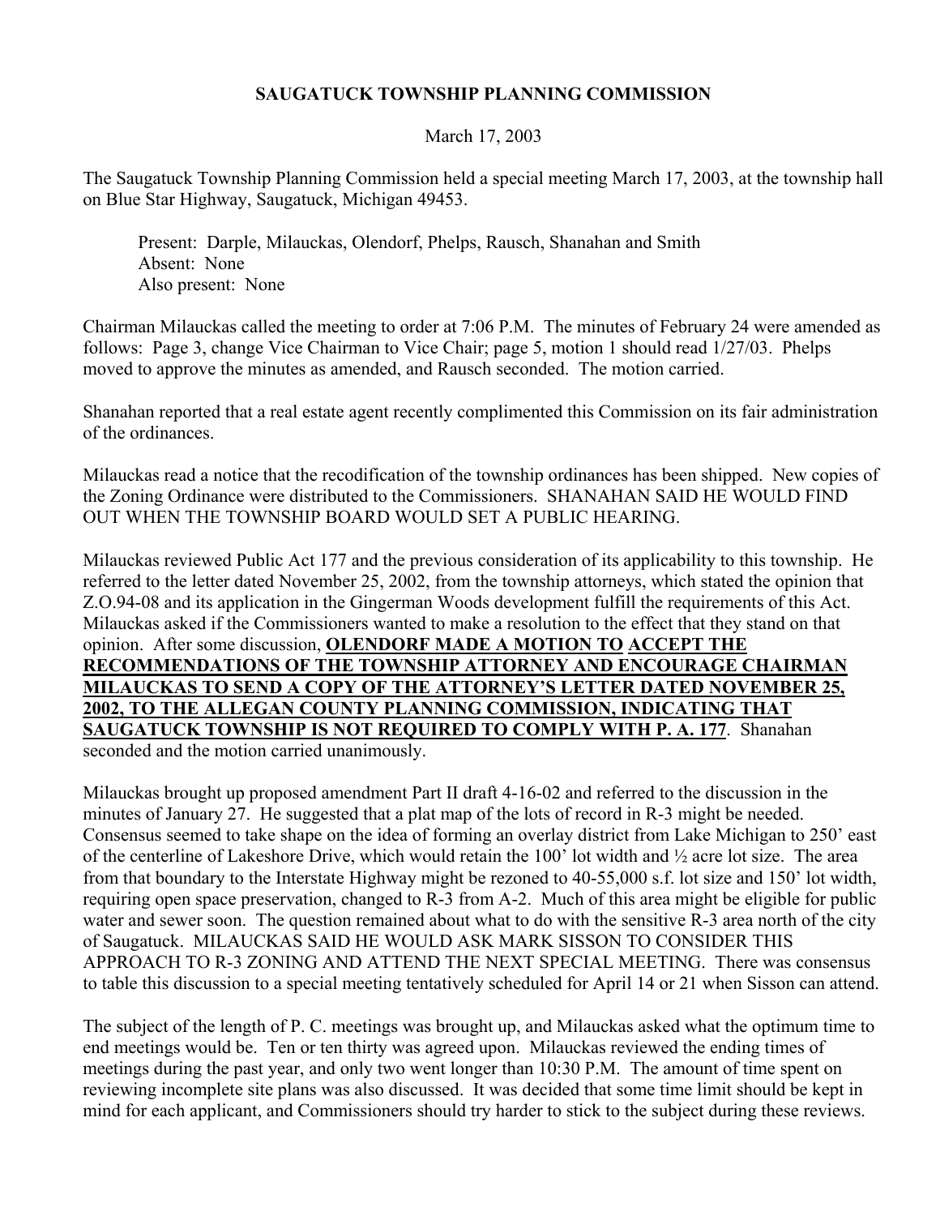# SAUGATUCK TOWNSHIP PLANNING COMMISSION

March 17, 2003

The Saugatuck Township Planning Commission held a special meeting March 17, 2003, at the township hall on Blue Star Highway, Saugatuck, Michigan 49453.

Present: Darple, Milauckas, Olendorf, Phelps, Rausch, Shanahan and Smith
Absent: None
Also present: None

Chairman Milauckas called the meeting to order at 7:06 P.M. The minutes of February 24 were amended as follows: Page 3, change Vice Chairman to Vice Chair; page 5, motion 1 should read 1/27/03. Phelps moved to approve the minutes as amended, and Rausch seconded. The motion carried.

Shanahan reported that a real estate agent recently complimented this Commission on its fair administration of the ordinances.

Milauckas read a notice that the recodification of the township ordinances has been shipped. New copies of the Zoning Ordinance were distributed to the Commissioners. SHANAHAN SAID HE WOULD FIND OUT WHEN THE TOWNSHIP BOARD WOULD SET A PUBLIC HEARING.

Milauckas reviewed Public Act 177 and the previous consideration of its applicability to this township. He referred to the letter dated November 25, 2002, from the township attorneys, which stated the opinion that Z.O.94-08 and its application in the Gingerman Woods development fulfill the requirements of this Act. Milauckas asked if the Commissioners wanted to make a resolution to the effect that they stand on that opinion. After some discussion, **OLENDORF MADE A MOTION TO ACCEPT THE RECOMMENDATIONS OF THE TOWNSHIP ATTORNEY AND ENCOURAGE CHAIRMAN MILAUCKAS TO SEND A COPY OF THE ATTORNEY'S LETTER DATED NOVEMBER 25, 2002, TO THE ALLEGAN COUNTY PLANNING COMMISSION, INDICATING THAT SAUGATUCK TOWNSHIP IS NOT REQUIRED TO COMPLY WITH P. A. 177**. Shanahan seconded and the motion carried unanimously.

Milauckas brought up proposed amendment Part II draft 4-16-02 and referred to the discussion in the minutes of January 27. He suggested that a plat map of the lots of record in R-3 might be needed. Consensus seemed to take shape on the idea of forming an overlay district from Lake Michigan to 250' east of the centerline of Lakeshore Drive, which would retain the 100' lot width and ½ acre lot size. The area from that boundary to the Interstate Highway might be rezoned to 40-55,000 s.f. lot size and 150' lot width, requiring open space preservation, changed to R-3 from A-2. Much of this area might be eligible for public water and sewer soon. The question remained about what to do with the sensitive R-3 area north of the city of Saugatuck. MILAUCKAS SAID HE WOULD ASK MARK SISSON TO CONSIDER THIS APPROACH TO R-3 ZONING AND ATTEND THE NEXT SPECIAL MEETING. There was consensus to table this discussion to a special meeting tentatively scheduled for April 14 or 21 when Sisson can attend.

The subject of the length of P. C. meetings was brought up, and Milauckas asked what the optimum time to end meetings would be. Ten or ten thirty was agreed upon. Milauckas reviewed the ending times of meetings during the past year, and only two went longer than 10:30 P.M. The amount of time spent on reviewing incomplete site plans was also discussed. It was decided that some time limit should be kept in mind for each applicant, and Commissioners should try harder to stick to the subject during these reviews.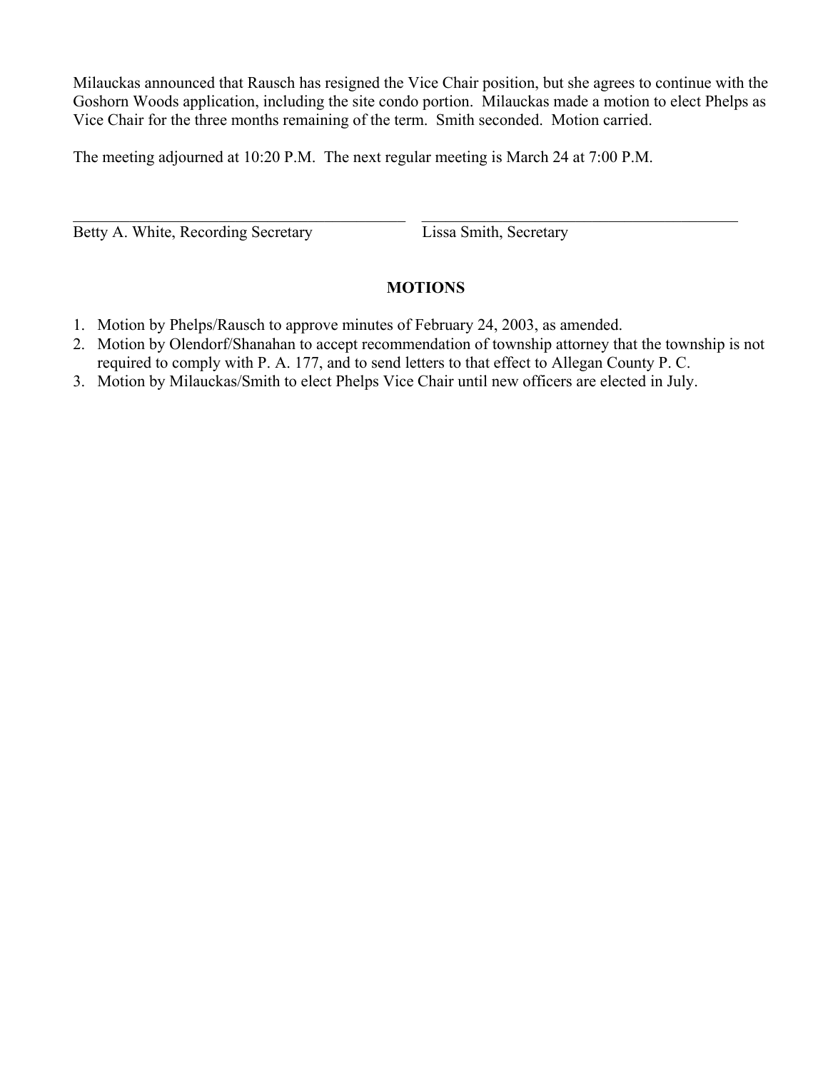Milauckas announced that Rausch has resigned the Vice Chair position, but she agrees to continue with the Goshorn Woods application, including the site condo portion. Milauckas made a motion to elect Phelps as Vice Chair for the three months remaining of the term. Smith seconded. Motion carried.

The meeting adjourned at 10:20 P.M. The next regular meeting is March 24 at 7:00 P.M.

\_\_\_\_\_\_\_\_\_\_\_\_\_\_\_\_\_\_\_\_\_\_\_\_\_\_\_\_\_\_\_\_\_\_\_\_ \_\_\_\_\_\_\_\_\_\_\_\_\_\_\_\_\_\_\_\_\_\_\_\_\_\_\_\_\_\_\_\_\_\_\_\_

Betty A. White, Recording Secretary Lissa Smith, Secretary

**MOTIONS**

1. Motion by Phelps/Rausch to approve minutes of February 24, 2003, as amended.
2. Motion by Olendorf/Shanahan to accept recommendation of township attorney that the township is not required to comply with P. A. 177, and to send letters to that effect to Allegan County P. C.
3. Motion by Milauckas/Smith to elect Phelps Vice Chair until new officers are elected in July.